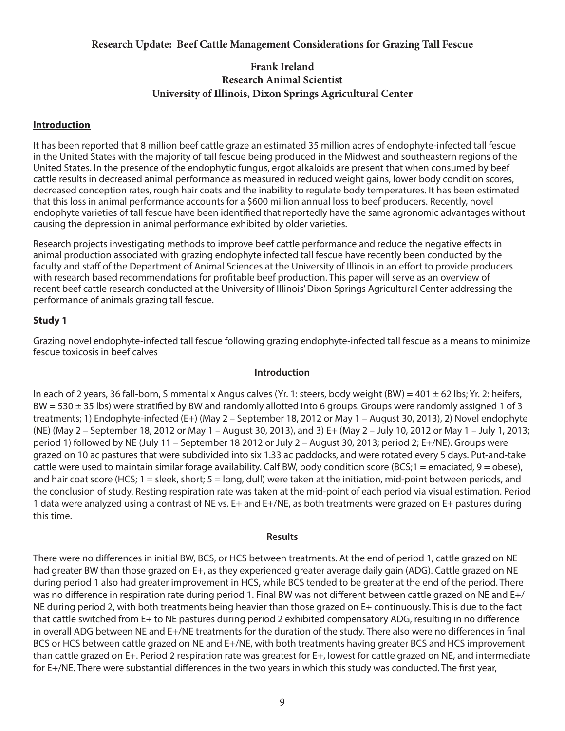## Research Update: Beef Cattle Management Considerations for Grazing Tall Fescue

**Frank Ireland**
**Research Animal Scientist**
**University of Illinois, Dixon Springs Agricultural Center**

### Introduction

It has been reported that 8 million beef cattle graze an estimated 35 million acres of endophyte-infected tall fescue in the United States with the majority of tall fescue being produced in the Midwest and southeastern regions of the United States. In the presence of the endophytic fungus, ergot alkaloids are present that when consumed by beef cattle results in decreased animal performance as measured in reduced weight gains, lower body condition scores, decreased conception rates, rough hair coats and the inability to regulate body temperatures. It has been estimated that this loss in animal performance accounts for a $600 million annual loss to beef producers. Recently, novel endophyte varieties of tall fescue have been identified that reportedly have the same agronomic advantages without causing the depression in animal performance exhibited by older varieties.

Research projects investigating methods to improve beef cattle performance and reduce the negative effects in animal production associated with grazing endophyte infected tall fescue have recently been conducted by the faculty and staff of the Department of Animal Sciences at the University of Illinois in an effort to provide producers with research based recommendations for profitable beef production. This paper will serve as an overview of recent beef cattle research conducted at the University of Illinois' Dixon Springs Agricultural Center addressing the performance of animals grazing tall fescue.

### Study 1

Grazing novel endophyte-infected tall fescue following grazing endophyte-infected tall fescue as a means to minimize fescue toxicosis in beef calves

#### Introduction

In each of 2 years, 36 fall-born, Simmental x Angus calves (Yr. 1: steers, body weight (BW) = 401 ± 62 lbs; Yr. 2: heifers, BW = 530 ± 35 lbs) were stratified by BW and randomly allotted into 6 groups. Groups were randomly assigned 1 of 3 treatments; 1) Endophyte-infected (E+) (May 2 – September 18, 2012 or May 1 – August 30, 2013), 2) Novel endophyte (NE) (May 2 – September 18, 2012 or May 1 – August 30, 2013), and 3) E+ (May 2 – July 10, 2012 or May 1 – July 1, 2013; period 1) followed by NE (July 11 – September 18 2012 or July 2 – August 30, 2013; period 2; E+/NE). Groups were grazed on 10 ac pastures that were subdivided into six 1.33 ac paddocks, and were rotated every 5 days. Put-and-take cattle were used to maintain similar forage availability. Calf BW, body condition score (BCS;1 = emaciated, 9 = obese), and hair coat score (HCS; 1 = sleek, short; 5 = long, dull) were taken at the initiation, mid-point between periods, and the conclusion of study. Resting respiration rate was taken at the mid-point of each period via visual estimation. Period 1 data were analyzed using a contrast of NE vs. E+ and E+/NE, as both treatments were grazed on E+ pastures during this time.

#### Results

There were no differences in initial BW, BCS, or HCS between treatments. At the end of period 1, cattle grazed on NE had greater BW than those grazed on E+, as they experienced greater average daily gain (ADG). Cattle grazed on NE during period 1 also had greater improvement in HCS, while BCS tended to be greater at the end of the period. There was no difference in respiration rate during period 1. Final BW was not different between cattle grazed on NE and E+/NE during period 2, with both treatments being heavier than those grazed on E+ continuously. This is due to the fact that cattle switched from E+ to NE pastures during period 2 exhibited compensatory ADG, resulting in no difference in overall ADG between NE and E+/NE treatments for the duration of the study. There also were no differences in final BCS or HCS between cattle grazed on NE and E+/NE, with both treatments having greater BCS and HCS improvement than cattle grazed on E+. Period 2 respiration rate was greatest for E+, lowest for cattle grazed on NE, and intermediate for E+/NE. There were substantial differences in the two years in which this study was conducted. The first year,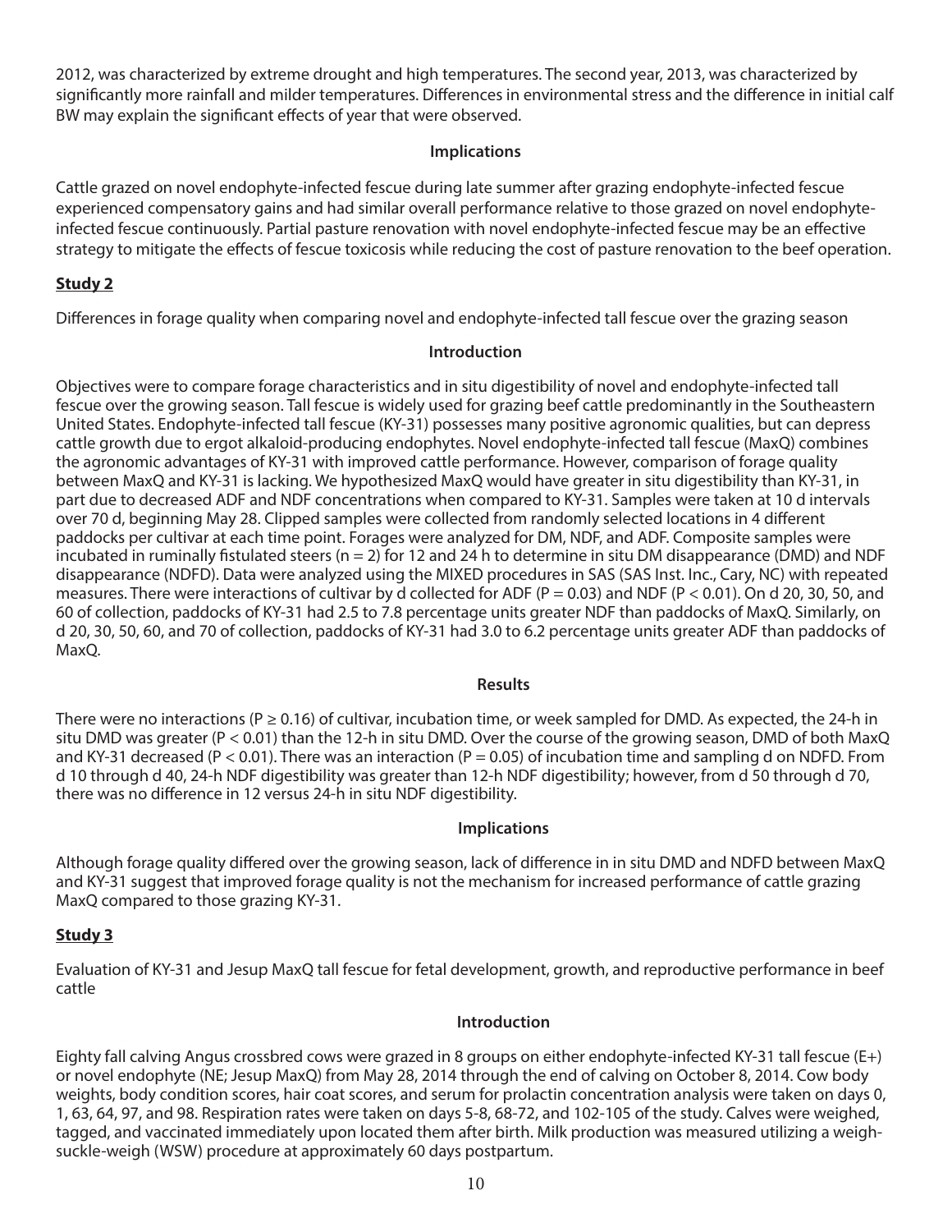2012, was characterized by extreme drought and high temperatures. The second year, 2013, was characterized by significantly more rainfall and milder temperatures. Differences in environmental stress and the difference in initial calf BW may explain the significant effects of year that were observed.

### Implications

Cattle grazed on novel endophyte-infected fescue during late summer after grazing endophyte-infected fescue experienced compensatory gains and had similar overall performance relative to those grazed on novel endophyte-infected fescue continuously. Partial pasture renovation with novel endophyte-infected fescue may be an effective strategy to mitigate the effects of fescue toxicosis while reducing the cost of pasture renovation to the beef operation.

## Study 2

Differences in forage quality when comparing novel and endophyte-infected tall fescue over the grazing season

### Introduction

Objectives were to compare forage characteristics and in situ digestibility of novel and endophyte-infected tall fescue over the growing season. Tall fescue is widely used for grazing beef cattle predominantly in the Southeastern United States. Endophyte-infected tall fescue (KY-31) possesses many positive agronomic qualities, but can depress cattle growth due to ergot alkaloid-producing endophytes. Novel endophyte-infected tall fescue (MaxQ) combines the agronomic advantages of KY-31 with improved cattle performance. However, comparison of forage quality between MaxQ and KY-31 is lacking. We hypothesized MaxQ would have greater in situ digestibility than KY-31, in part due to decreased ADF and NDF concentrations when compared to KY-31. Samples were taken at 10 d intervals over 70 d, beginning May 28. Clipped samples were collected from randomly selected locations in 4 different paddocks per cultivar at each time point. Forages were analyzed for DM, NDF, and ADF. Composite samples were incubated in ruminally fistulated steers ($n = 2$) for 12 and 24 h to determine in situ DM disappearance (DMD) and NDF disappearance (NDFD). Data were analyzed using the MIXED procedures in SAS (SAS Inst. Inc., Cary, NC) with repeated measures. There were interactions of cultivar by d collected for ADF ($P = 0.03$) and NDF ($P < 0.01$). On d 20, 30, 50, and 60 of collection, paddocks of KY-31 had 2.5 to 7.8 percentage units greater NDF than paddocks of MaxQ. Similarly, on d 20, 30, 50, 60, and 70 of collection, paddocks of KY-31 had 3.0 to 6.2 percentage units greater ADF than paddocks of MaxQ.

### Results

There were no interactions ($P \geq 0.16$) of cultivar, incubation time, or week sampled for DMD. As expected, the 24-h in situ DMD was greater ($P < 0.01$) than the 12-h in situ DMD. Over the course of the growing season, DMD of both MaxQ and KY-31 decreased ($P < 0.01$). There was an interaction ($P = 0.05$) of incubation time and sampling d on NDFD. From d 10 through d 40, 24-h NDF digestibility was greater than 12-h NDF digestibility; however, from d 50 through d 70, there was no difference in 12 versus 24-h in situ NDF digestibility.

### Implications

Although forage quality differed over the growing season, lack of difference in in situ DMD and NDFD between MaxQ and KY-31 suggest that improved forage quality is not the mechanism for increased performance of cattle grazing MaxQ compared to those grazing KY-31.

## Study 3

Evaluation of KY-31 and Jesup MaxQ tall fescue for fetal development, growth, and reproductive performance in beef cattle

### Introduction

Eighty fall calving Angus crossbred cows were grazed in 8 groups on either endophyte-infected KY-31 tall fescue (E+) or novel endophyte (NE; Jesup MaxQ) from May 28, 2014 through the end of calving on October 8, 2014. Cow body weights, body condition scores, hair coat scores, and serum for prolactin concentration analysis were taken on days 0, 1, 63, 64, 97, and 98. Respiration rates were taken on days 5-8, 68-72, and 102-105 of the study. Calves were weighed, tagged, and vaccinated immediately upon located them after birth. Milk production was measured utilizing a weigh-suckle-weigh (WSW) procedure at approximately 60 days postpartum.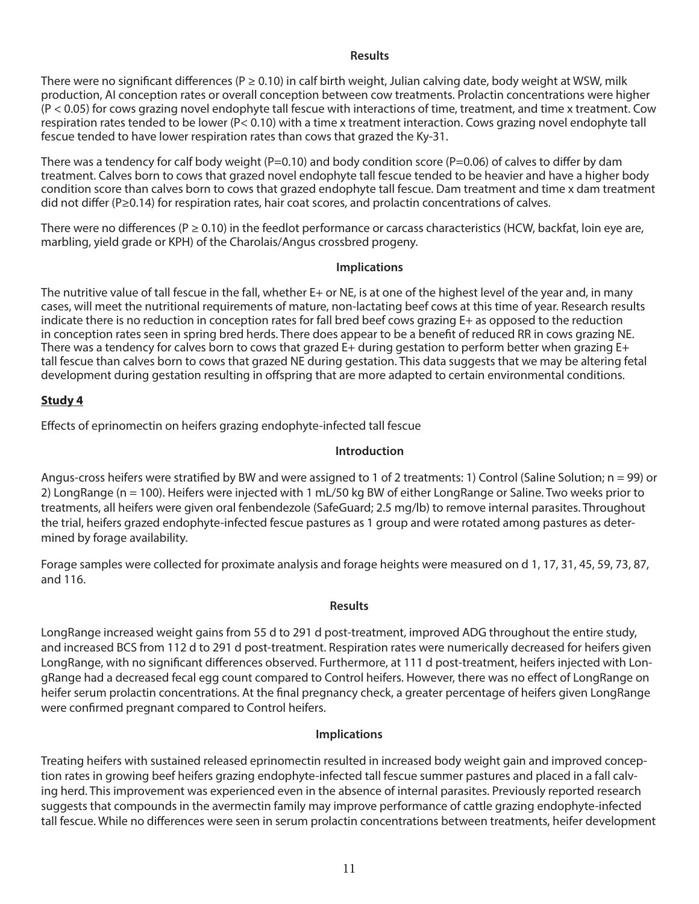### Results

There were no significant differences ($P \geq 0.10$) in calf birth weight, Julian calving date, body weight at WSW, milk production, AI conception rates or overall conception between cow treatments. Prolactin concentrations were higher ($P < 0.05$) for cows grazing novel endophyte tall fescue with interactions of time, treatment, and time x treatment. Cow respiration rates tended to be lower ($P< 0.10$) with a time x treatment interaction. Cows grazing novel endophyte tall fescue tended to have lower respiration rates than cows that grazed the Ky-31.

There was a tendency for calf body weight ($P=0.10$) and body condition score ($P=0.06$) of calves to differ by dam treatment. Calves born to cows that grazed novel endophyte tall fescue tended to be heavier and have a higher body condition score than calves born to cows that grazed endophyte tall fescue. Dam treatment and time x dam treatment did not differ ($P\geq0.14$) for respiration rates, hair coat scores, and prolactin concentrations of calves.

There were no differences ($P \geq 0.10$) in the feedlot performance or carcass characteristics (HCW, backfat, loin eye are, marbling, yield grade or KPH) of the Charolais/Angus crossbred progeny.

### Implications

The nutritive value of tall fescue in the fall, whether E+ or NE, is at one of the highest level of the year and, in many cases, will meet the nutritional requirements of mature, non-lactating beef cows at this time of year. Research results indicate there is no reduction in conception rates for fall bred beef cows grazing E+ as opposed to the reduction in conception rates seen in spring bred herds. There does appear to be a benefit of reduced RR in cows grazing NE. There was a tendency for calves born to cows that grazed E+ during gestation to perform better when grazing E+ tall fescue than calves born to cows that grazed NE during gestation. This data suggests that we may be altering fetal development during gestation resulting in offspring that are more adapted to certain environmental conditions.

## Study 4

Effects of eprinomectin on heifers grazing endophyte-infected tall fescue

### Introduction

Angus-cross heifers were stratified by BW and were assigned to 1 of 2 treatments: 1) Control (Saline Solution; n = 99) or 2) LongRange (n = 100). Heifers were injected with 1 mL/50 kg BW of either LongRange or Saline. Two weeks prior to treatments, all heifers were given oral fenbendezole (SafeGuard; 2.5 mg/lb) to remove internal parasites. Throughout the trial, heifers grazed endophyte-infected fescue pastures as 1 group and were rotated among pastures as determined by forage availability.

Forage samples were collected for proximate analysis and forage heights were measured on d 1, 17, 31, 45, 59, 73, 87, and 116.

### Results

LongRange increased weight gains from 55 d to 291 d post-treatment, improved ADG throughout the entire study, and increased BCS from 112 d to 291 d post-treatment. Respiration rates were numerically decreased for heifers given LongRange, with no significant differences observed. Furthermore, at 111 d post-treatment, heifers injected with LongRange had a decreased fecal egg count compared to Control heifers. However, there was no effect of LongRange on heifer serum prolactin concentrations. At the final pregnancy check, a greater percentage of heifers given LongRange were confirmed pregnant compared to Control heifers.

### Implications

Treating heifers with sustained released eprinomectin resulted in increased body weight gain and improved conception rates in growing beef heifers grazing endophyte-infected tall fescue summer pastures and placed in a fall calving herd. This improvement was experienced even in the absence of internal parasites. Previously reported research suggests that compounds in the avermectin family may improve performance of cattle grazing endophyte-infected tall fescue. While no differences were seen in serum prolactin concentrations between treatments, heifer development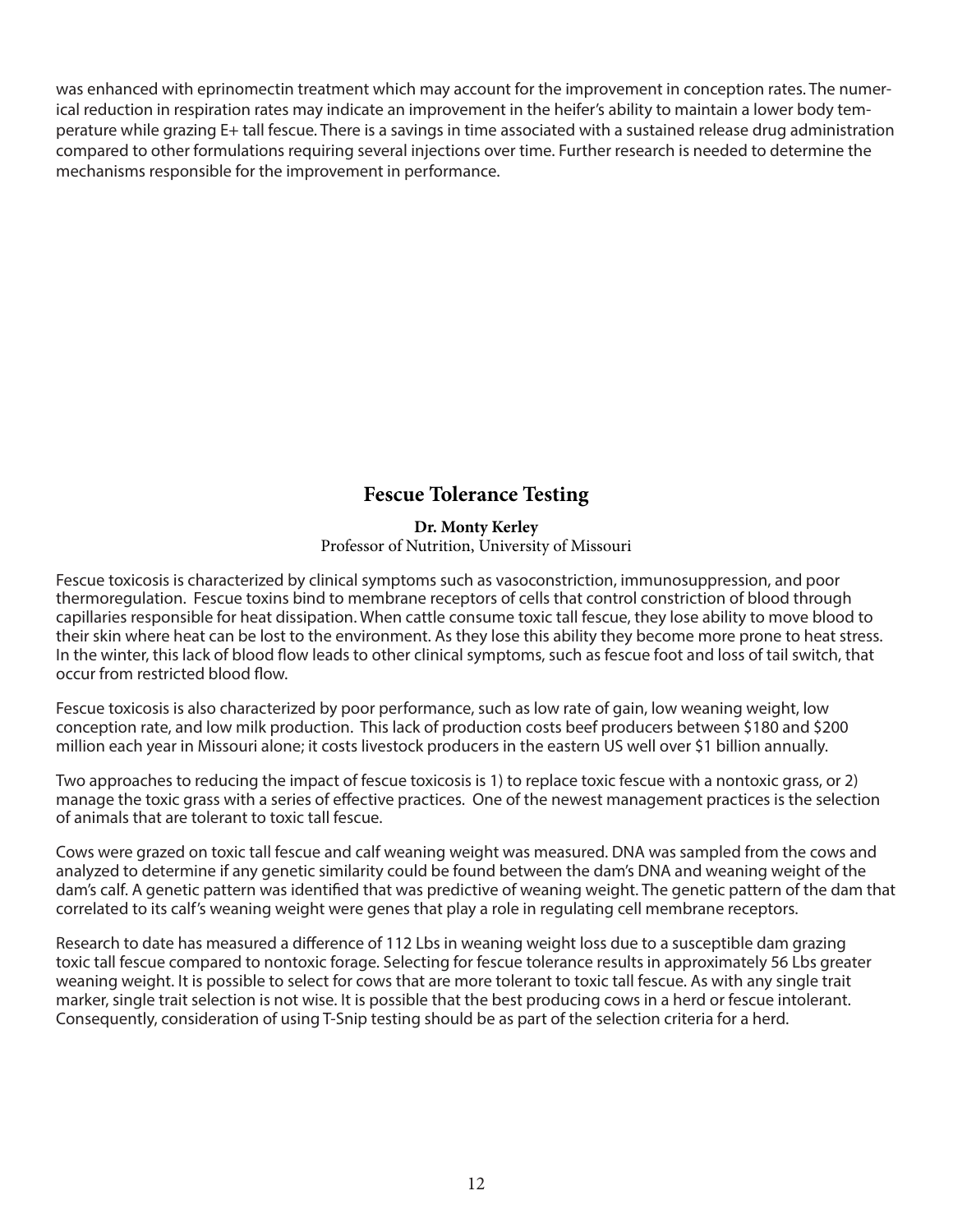was enhanced with eprinomectin treatment which may account for the improvement in conception rates. The numerical reduction in respiration rates may indicate an improvement in the heifer's ability to maintain a lower body temperature while grazing E+ tall fescue. There is a savings in time associated with a sustained release drug administration compared to other formulations requiring several injections over time. Further research is needed to determine the mechanisms responsible for the improvement in performance.

## Fescue Tolerance Testing

**Dr. Monty Kerley**
Professor of Nutrition, University of Missouri

Fescue toxicosis is characterized by clinical symptoms such as vasoconstriction, immunosuppression, and poor thermoregulation. Fescue toxins bind to membrane receptors of cells that control constriction of blood through capillaries responsible for heat dissipation. When cattle consume toxic tall fescue, they lose ability to move blood to their skin where heat can be lost to the environment. As they lose this ability they become more prone to heat stress. In the winter, this lack of blood flow leads to other clinical symptoms, such as fescue foot and loss of tail switch, that occur from restricted blood flow.

Fescue toxicosis is also characterized by poor performance, such as low rate of gain, low weaning weight, low conception rate, and low milk production. This lack of production costs beef producers between $180 and $200 million each year in Missouri alone; it costs livestock producers in the eastern US well over $1 billion annually.

Two approaches to reducing the impact of fescue toxicosis is 1) to replace toxic fescue with a nontoxic grass, or 2) manage the toxic grass with a series of effective practices. One of the newest management practices is the selection of animals that are tolerant to toxic tall fescue.

Cows were grazed on toxic tall fescue and calf weaning weight was measured. DNA was sampled from the cows and analyzed to determine if any genetic similarity could be found between the dam's DNA and weaning weight of the dam's calf. A genetic pattern was identified that was predictive of weaning weight. The genetic pattern of the dam that correlated to its calf's weaning weight were genes that play a role in regulating cell membrane receptors.

Research to date has measured a difference of 112 Lbs in weaning weight loss due to a susceptible dam grazing toxic tall fescue compared to nontoxic forage. Selecting for fescue tolerance results in approximately 56 Lbs greater weaning weight. It is possible to select for cows that are more tolerant to toxic tall fescue. As with any single trait marker, single trait selection is not wise. It is possible that the best producing cows in a herd or fescue intolerant. Consequently, consideration of using T-Snip testing should be as part of the selection criteria for a herd.